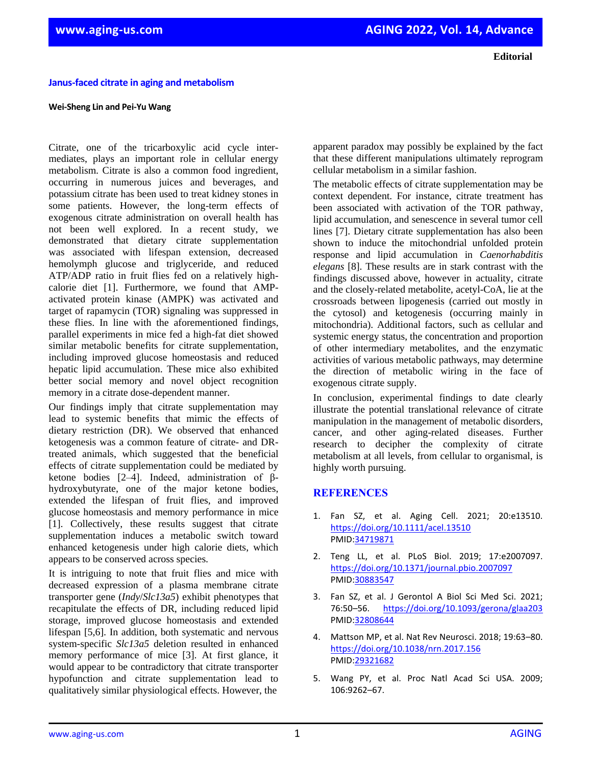**Editorial**

# Janus-faced citrate in aging and metabolism

**Wei-Sheng Lin and Pei-Yu Wang**

Citrate, one of the tricarboxylic acid cycle intermediates, plays an important role in cellular energy metabolism. Citrate is also a common food ingredient, occurring in numerous juices and beverages, and potassium citrate has been used to treat kidney stones in some patients. However, the long-term effects of exogenous citrate administration on overall health has not been well explored. In a recent study, we demonstrated that dietary citrate supplementation was associated with lifespan extension, decreased hemolymph glucose and triglyceride, and reduced ATP/ADP ratio in fruit flies fed on a relatively high-calorie diet [1]. Furthermore, we found that AMP-activated protein kinase (AMPK) was activated and target of rapamycin (TOR) signaling was suppressed in these flies. In line with the aforementioned findings, parallel experiments in mice fed a high-fat diet showed similar metabolic benefits for citrate supplementation, including improved glucose homeostasis and reduced hepatic lipid accumulation. These mice also exhibited better social memory and novel object recognition memory in a citrate dose-dependent manner.

Our findings imply that citrate supplementation may lead to systemic benefits that mimic the effects of dietary restriction (DR). We observed that enhanced ketogenesis was a common feature of citrate- and DR-treated animals, which suggested that the beneficial effects of citrate supplementation could be mediated by ketone bodies [2–4]. Indeed, administration of β-hydroxybutyrate, one of the major ketone bodies, extended the lifespan of fruit flies, and improved glucose homeostasis and memory performance in mice [1]. Collectively, these results suggest that citrate supplementation induces a metabolic switch toward enhanced ketogenesis under high calorie diets, which appears to be conserved across species.

It is intriguing to note that fruit flies and mice with decreased expression of a plasma membrane citrate transporter gene (*Indy*/*Slc13a5*) exhibit phenotypes that recapitulate the effects of DR, including reduced lipid storage, improved glucose homeostasis and extended lifespan [5,6]. In addition, both systematic and nervous system-specific *Slc13a5* deletion resulted in enhanced memory performance of mice [3]. At first glance, it would appear to be contradictory that citrate transporter hypofunction and citrate supplementation lead to qualitatively similar physiological effects. However, the apparent paradox may possibly be explained by the fact that these different manipulations ultimately reprogram cellular metabolism in a similar fashion.

The metabolic effects of citrate supplementation may be context dependent. For instance, citrate treatment has been associated with activation of the TOR pathway, lipid accumulation, and senescence in several tumor cell lines [7]. Dietary citrate supplementation has also been shown to induce the mitochondrial unfolded protein response and lipid accumulation in *Caenorhabditis elegans* [8]. These results are in stark contrast with the findings discussed above, however in actuality, citrate and the closely-related metabolite, acetyl-CoA, lie at the crossroads between lipogenesis (carried out mostly in the cytosol) and ketogenesis (occurring mainly in mitochondria). Additional factors, such as cellular and systemic energy status, the concentration and proportion of other intermediary metabolites, and the enzymatic activities of various metabolic pathways, may determine the direction of metabolic wiring in the face of exogenous citrate supply.

In conclusion, experimental findings to date clearly illustrate the potential translational relevance of citrate manipulation in the management of metabolic disorders, cancer, and other aging-related diseases. Further research to decipher the complexity of citrate metabolism at all levels, from cellular to organismal, is highly worth pursuing.

## REFERENCES

1. Fan SZ, et al. Aging Cell. 2021; 20:e13510. https://doi.org/10.1111/acel.13510 PMID:34719871
2. Teng LL, et al. PLoS Biol. 2019; 17:e2007097. https://doi.org/10.1371/journal.pbio.2007097 PMID:30883547
3. Fan SZ, et al. J Gerontol A Biol Sci Med Sci. 2021; 76:50–56. https://doi.org/10.1093/gerona/glaa203 PMID:32808644
4. Mattson MP, et al. Nat Rev Neurosci. 2018; 19:63–80. https://doi.org/10.1038/nrn.2017.156 PMID:29321682
5. Wang PY, et al. Proc Natl Acad Sci USA. 2009; 106:9262–67.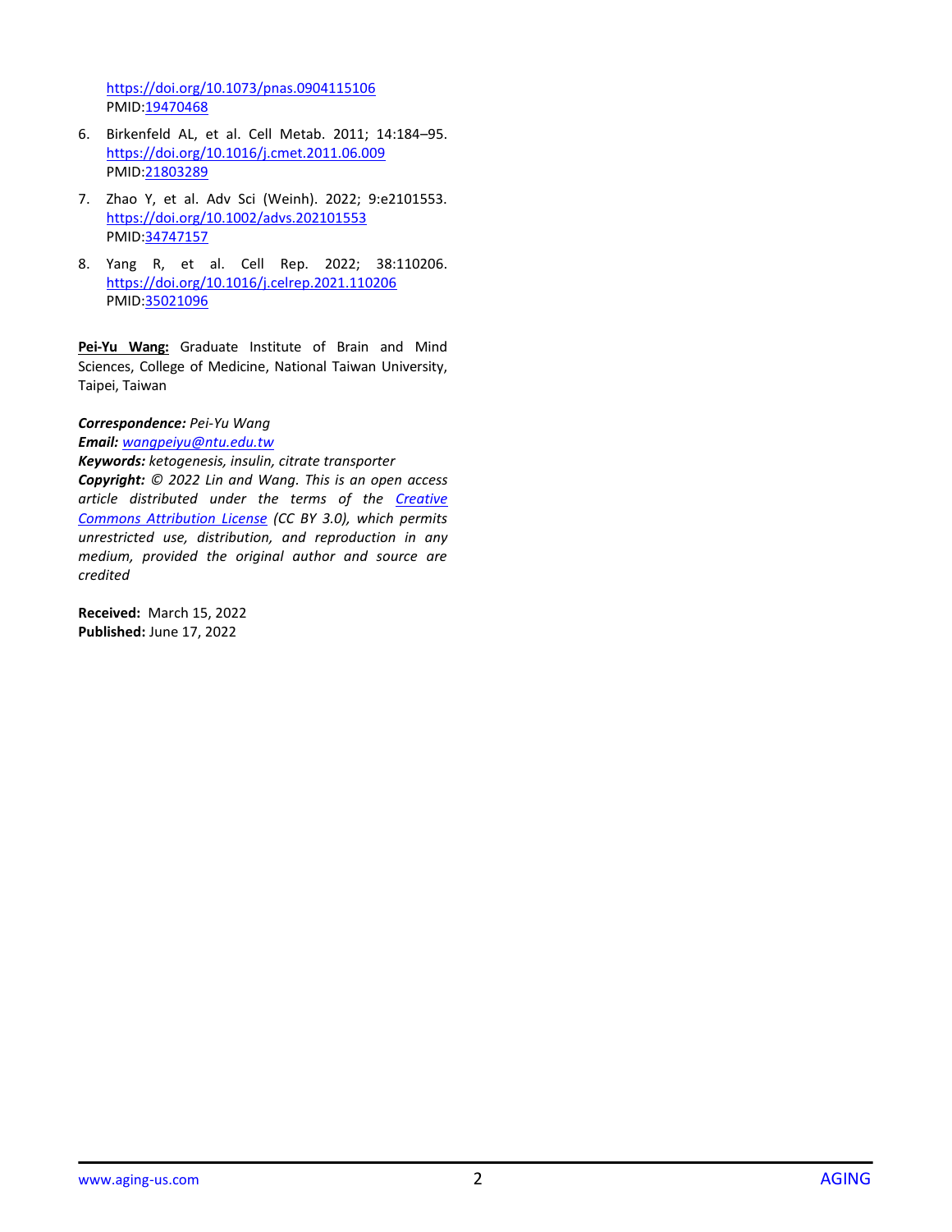https://doi.org/10.1073/pnas.0904115106
PMID:19470468

6. Birkenfeld AL, et al. Cell Metab. 2011; 14:184–95. https://doi.org/10.1016/j.cmet.2011.06.009 PMID:21803289

7. Zhao Y, et al. Adv Sci (Weinh). 2022; 9:e2101553. https://doi.org/10.1002/advs.202101553 PMID:34747157

8. Yang R, et al. Cell Rep. 2022; 38:110206. https://doi.org/10.1016/j.celrep.2021.110206 PMID:35021096

**Pei-Yu Wang:** Graduate Institute of Brain and Mind Sciences, College of Medicine, National Taiwan University, Taipei, Taiwan

***Correspondence:*** *Pei-Yu Wang*
***Email:*** *wangpeiyu@ntu.edu.tw*
***Keywords:*** *ketogenesis, insulin, citrate transporter*
***Copyright:*** *© 2022 Lin and Wang. This is an open access article distributed under the terms of the Creative Commons Attribution License (CC BY 3.0), which permits unrestricted use, distribution, and reproduction in any medium, provided the original author and source are credited*

**Received:** March 15, 2022
**Published:** June 17, 2022